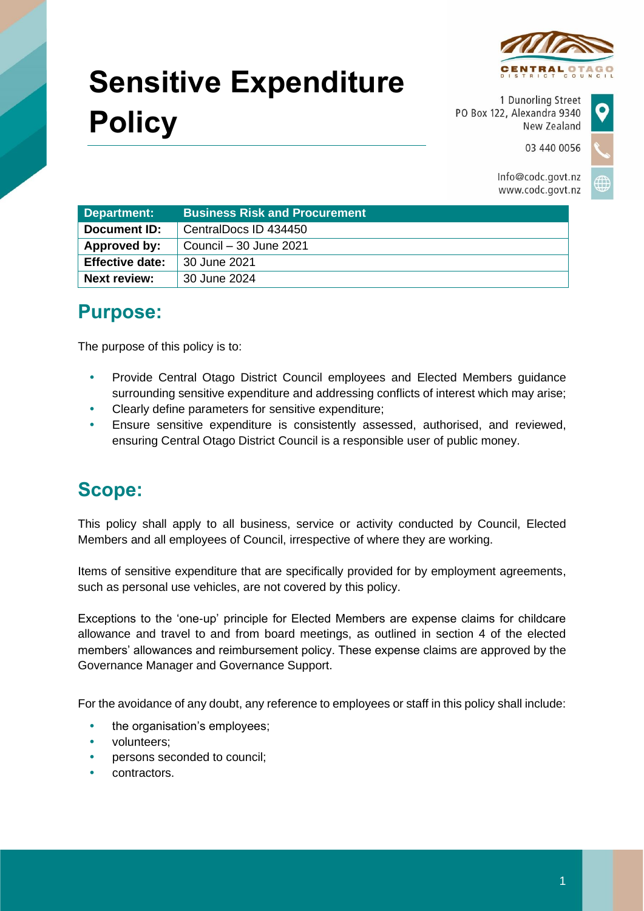# Sensitive Expenditure Policy

1 Dunorling Street
PO Box 122, Alexandra 9340
New Zealand

03 440 0056

Info@codc.govt.nz
www.codc.govt.nz

| Department: | Business Risk and Procurement |
|---|---|
| Document ID: | CentralDocs ID 434450 |
| Approved by: | Council – 30 June 2021 |
| Effective date: | 30 June 2021 |
| Next review: | 30 June 2024 |

## Purpose:

The purpose of this policy is to:

- Provide Central Otago District Council employees and Elected Members guidance surrounding sensitive expenditure and addressing conflicts of interest which may arise;
- Clearly define parameters for sensitive expenditure;
- Ensure sensitive expenditure is consistently assessed, authorised, and reviewed, ensuring Central Otago District Council is a responsible user of public money.

## Scope:

This policy shall apply to all business, service or activity conducted by Council, Elected Members and all employees of Council, irrespective of where they are working.

Items of sensitive expenditure that are specifically provided for by employment agreements, such as personal use vehicles, are not covered by this policy.

Exceptions to the 'one-up' principle for Elected Members are expense claims for childcare allowance and travel to and from board meetings, as outlined in section 4 of the elected members' allowances and reimbursement policy. These expense claims are approved by the Governance Manager and Governance Support.

For the avoidance of any doubt, any reference to employees or staff in this policy shall include:

- the organisation's employees;
- volunteers;
- persons seconded to council;
- contractors.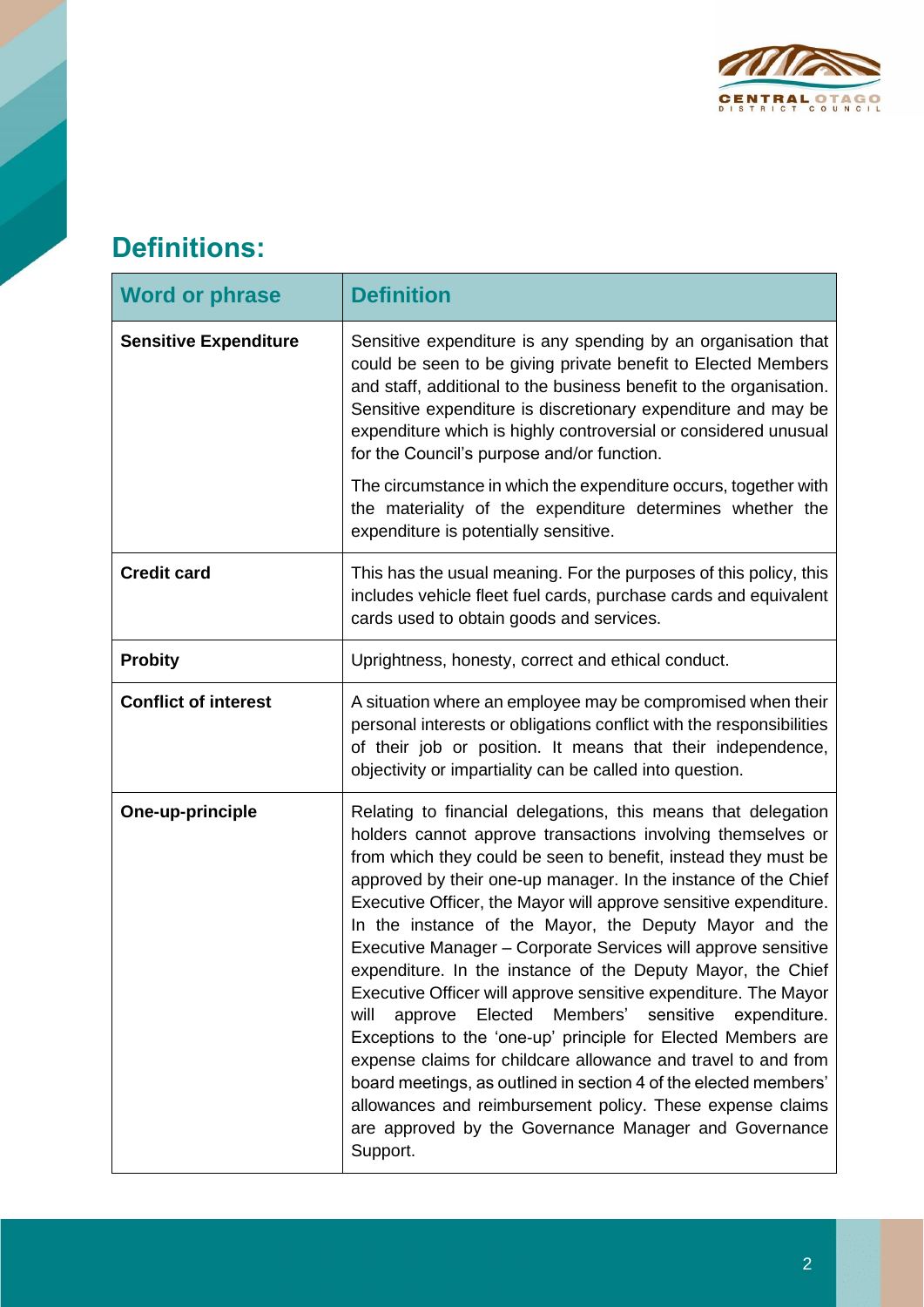## Definitions:

| Word or phrase | Definition |
| --- | --- |
| **Sensitive Expenditure** | Sensitive expenditure is any spending by an organisation that could be seen to be giving private benefit to Elected Members and staff, additional to the business benefit to the organisation. Sensitive expenditure is discretionary expenditure and may be expenditure which is highly controversial or considered unusual for the Council's purpose and/or function.<br><br>The circumstance in which the expenditure occurs, together with the materiality of the expenditure determines whether the expenditure is potentially sensitive. |
| **Credit card** | This has the usual meaning. For the purposes of this policy, this includes vehicle fleet fuel cards, purchase cards and equivalent cards used to obtain goods and services. |
| **Probity** | Uprightness, honesty, correct and ethical conduct. |
| **Conflict of interest** | A situation where an employee may be compromised when their personal interests or obligations conflict with the responsibilities of their job or position. It means that their independence, objectivity or impartiality can be called into question. |
| **One-up-principle** | Relating to financial delegations, this means that delegation holders cannot approve transactions involving themselves or from which they could be seen to benefit, instead they must be approved by their one-up manager. In the instance of the Chief Executive Officer, the Mayor will approve sensitive expenditure. In the instance of the Mayor, the Deputy Mayor and the Executive Manager – Corporate Services will approve sensitive expenditure. In the instance of the Deputy Mayor, the Chief Executive Officer will approve sensitive expenditure. The Mayor will approve Elected Members' sensitive expenditure. Exceptions to the 'one-up' principle for Elected Members are expense claims for childcare allowance and travel to and from board meetings, as outlined in section 4 of the elected members' allowances and reimbursement policy. These expense claims are approved by the Governance Manager and Governance Support. |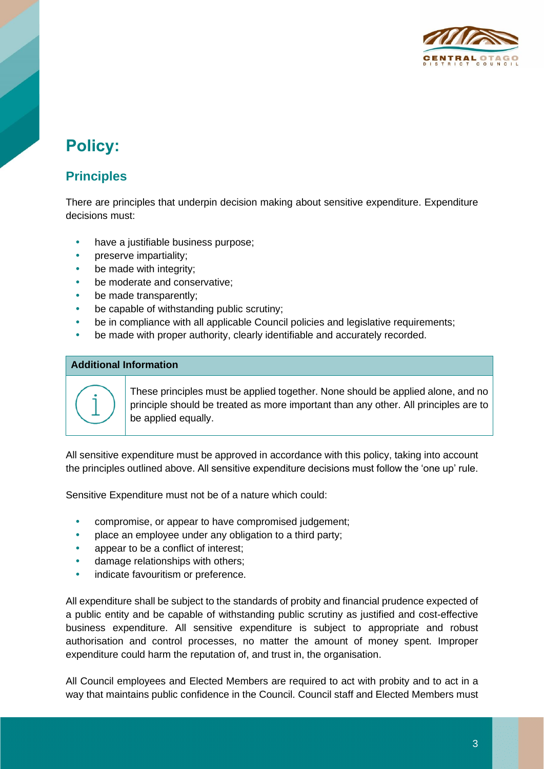# Policy:

## Principles

There are principles that underpin decision making about sensitive expenditure. Expenditure decisions must:

- have a justifiable business purpose;
- preserve impartiality;
- be made with integrity;
- be moderate and conservative;
- be made transparently;
- be capable of withstanding public scrutiny;
- be in compliance with all applicable Council policies and legislative requirements;
- be made with proper authority, clearly identifiable and accurately recorded.

| **Additional Information** | |
|---|---|
| ⓘ | These principles must be applied together. None should be applied alone, and no principle should be treated as more important than any other. All principles are to be applied equally. |

All sensitive expenditure must be approved in accordance with this policy, taking into account the principles outlined above. All sensitive expenditure decisions must follow the 'one up' rule.

Sensitive Expenditure must not be of a nature which could:

- compromise, or appear to have compromised judgement;
- place an employee under any obligation to a third party;
- appear to be a conflict of interest;
- damage relationships with others;
- indicate favouritism or preference.

All expenditure shall be subject to the standards of probity and financial prudence expected of a public entity and be capable of withstanding public scrutiny as justified and cost-effective business expenditure. All sensitive expenditure is subject to appropriate and robust authorisation and control processes, no matter the amount of money spent. Improper expenditure could harm the reputation of, and trust in, the organisation.

All Council employees and Elected Members are required to act with probity and to act in a way that maintains public confidence in the Council. Council staff and Elected Members must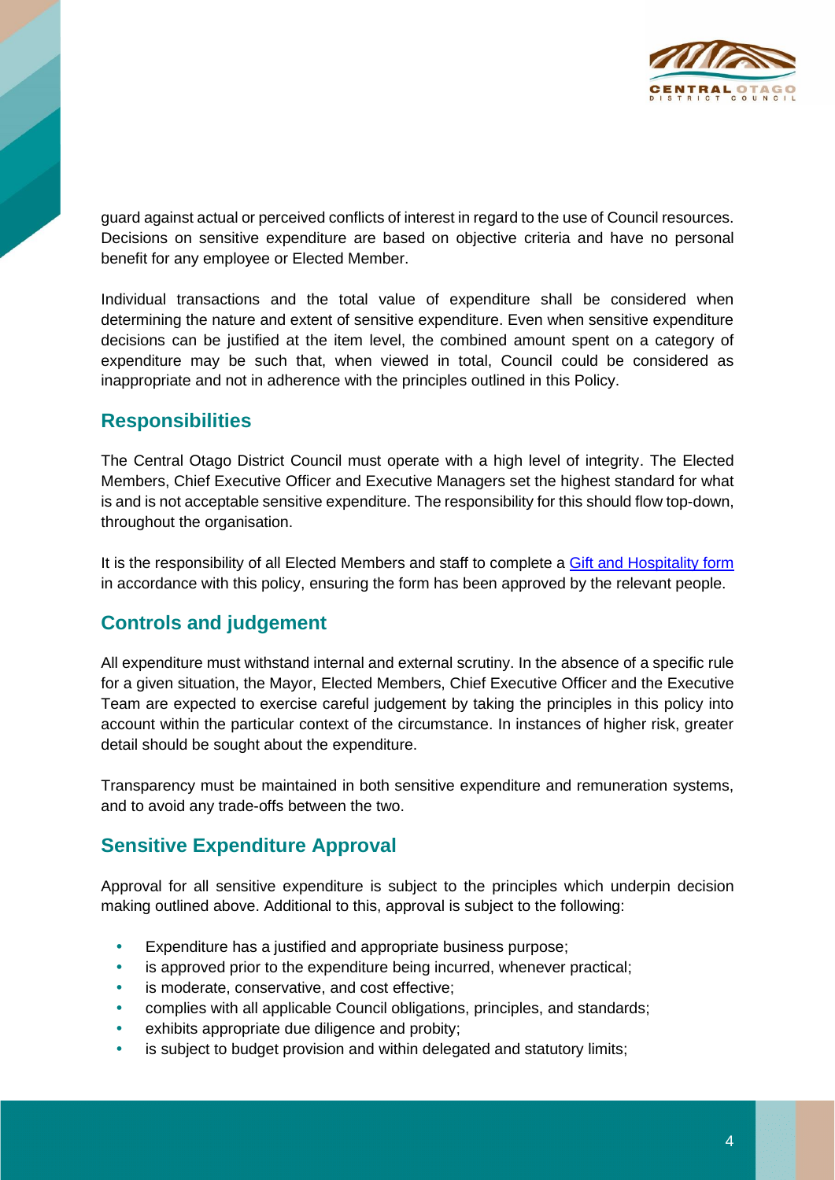guard against actual or perceived conflicts of interest in regard to the use of Council resources. Decisions on sensitive expenditure are based on objective criteria and have no personal benefit for any employee or Elected Member.

Individual transactions and the total value of expenditure shall be considered when determining the nature and extent of sensitive expenditure. Even when sensitive expenditure decisions can be justified at the item level, the combined amount spent on a category of expenditure may be such that, when viewed in total, Council could be considered as inappropriate and not in adherence with the principles outlined in this Policy.

## Responsibilities

The Central Otago District Council must operate with a high level of integrity. The Elected Members, Chief Executive Officer and Executive Managers set the highest standard for what is and is not acceptable sensitive expenditure. The responsibility for this should flow top-down, throughout the organisation.

It is the responsibility of all Elected Members and staff to complete a Gift and Hospitality form in accordance with this policy, ensuring the form has been approved by the relevant people.

## Controls and judgement

All expenditure must withstand internal and external scrutiny. In the absence of a specific rule for a given situation, the Mayor, Elected Members, Chief Executive Officer and the Executive Team are expected to exercise careful judgement by taking the principles in this policy into account within the particular context of the circumstance. In instances of higher risk, greater detail should be sought about the expenditure.

Transparency must be maintained in both sensitive expenditure and remuneration systems, and to avoid any trade-offs between the two.

## Sensitive Expenditure Approval

Approval for all sensitive expenditure is subject to the principles which underpin decision making outlined above. Additional to this, approval is subject to the following:

- Expenditure has a justified and appropriate business purpose;
- is approved prior to the expenditure being incurred, whenever practical;
- is moderate, conservative, and cost effective;
- complies with all applicable Council obligations, principles, and standards;
- exhibits appropriate due diligence and probity;
- is subject to budget provision and within delegated and statutory limits;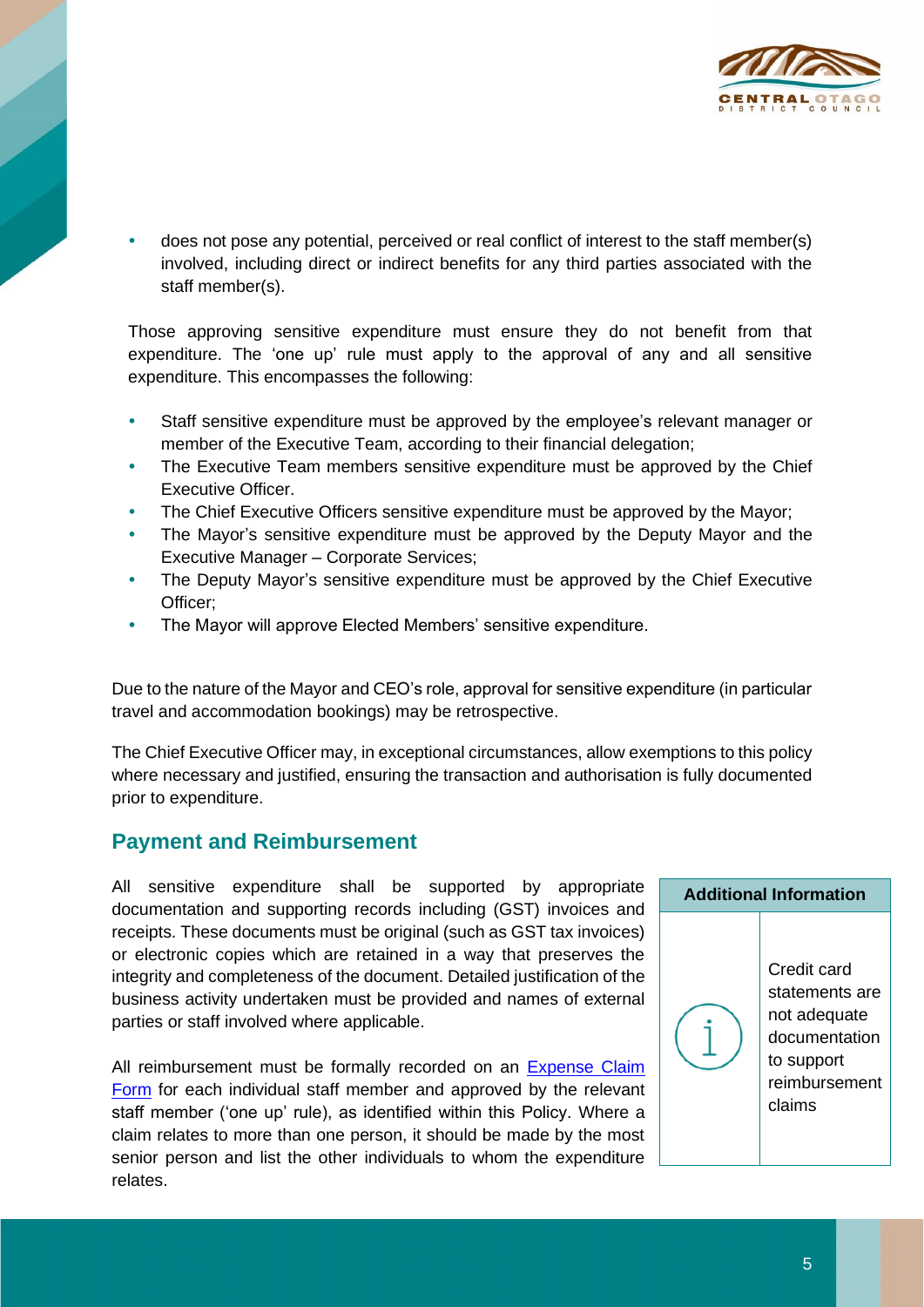- does not pose any potential, perceived or real conflict of interest to the staff member(s) involved, including direct or indirect benefits for any third parties associated with the staff member(s).

Those approving sensitive expenditure must ensure they do not benefit from that expenditure. The 'one up' rule must apply to the approval of any and all sensitive expenditure. This encompasses the following:

- Staff sensitive expenditure must be approved by the employee's relevant manager or member of the Executive Team, according to their financial delegation;
- The Executive Team members sensitive expenditure must be approved by the Chief Executive Officer.
- The Chief Executive Officers sensitive expenditure must be approved by the Mayor;
- The Mayor's sensitive expenditure must be approved by the Deputy Mayor and the Executive Manager – Corporate Services;
- The Deputy Mayor's sensitive expenditure must be approved by the Chief Executive Officer;
- The Mayor will approve Elected Members' sensitive expenditure.

Due to the nature of the Mayor and CEO's role, approval for sensitive expenditure (in particular travel and accommodation bookings) may be retrospective.

The Chief Executive Officer may, in exceptional circumstances, allow exemptions to this policy where necessary and justified, ensuring the transaction and authorisation is fully documented prior to expenditure.

## Payment and Reimbursement

All sensitive expenditure shall be supported by appropriate documentation and supporting records including (GST) invoices and receipts. These documents must be original (such as GST tax invoices) or electronic copies which are retained in a way that preserves the integrity and completeness of the document. Detailed justification of the business activity undertaken must be provided and names of external parties or staff involved where applicable.

All reimbursement must be formally recorded on an Expense Claim Form for each individual staff member and approved by the relevant staff member ('one up' rule), as identified within this Policy. Where a claim relates to more than one person, it should be made by the most senior person and list the other individuals to whom the expenditure relates.

| Additional Information |
| --- |
| Credit card statements are not adequate documentation to support reimbursement claims |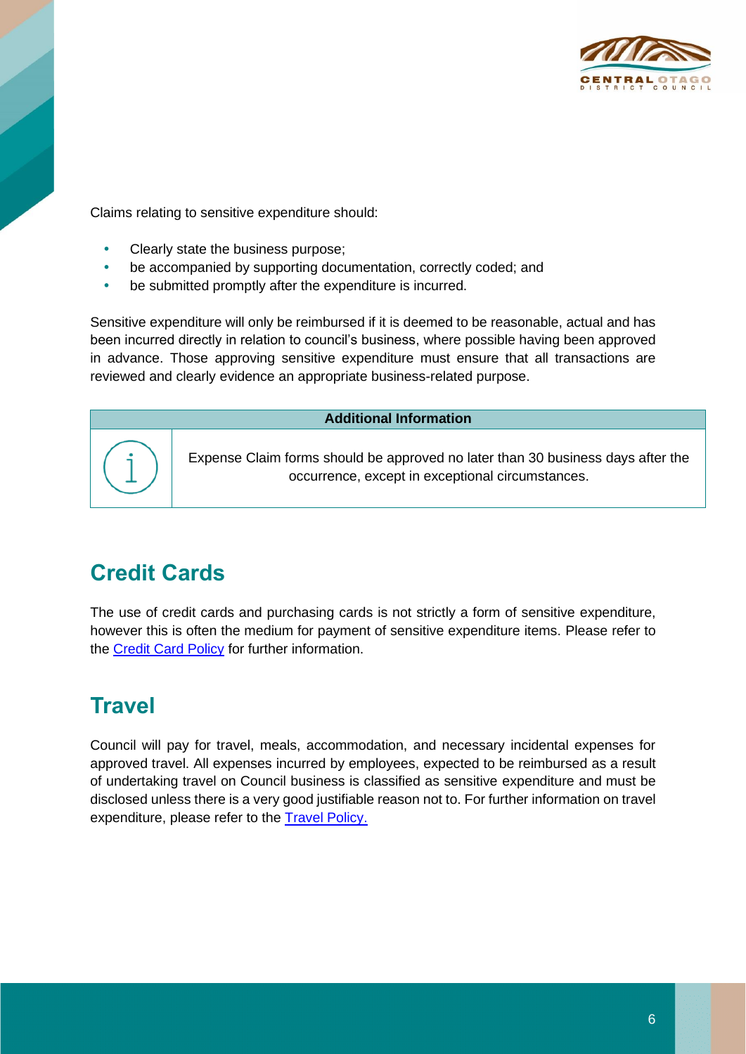Claims relating to sensitive expenditure should:

- Clearly state the business purpose;
- be accompanied by supporting documentation, correctly coded; and
- be submitted promptly after the expenditure is incurred.

Sensitive expenditure will only be reimbursed if it is deemed to be reasonable, actual and has been incurred directly in relation to council's business, where possible having been approved in advance. Those approving sensitive expenditure must ensure that all transactions are reviewed and clearly evidence an appropriate business-related purpose.

| Additional Information | |
|---|---|
| ℹ | Expense Claim forms should be approved no later than 30 business days after the occurrence, except in exceptional circumstances. |

## Credit Cards

The use of credit cards and purchasing cards is not strictly a form of sensitive expenditure, however this is often the medium for payment of sensitive expenditure items. Please refer to the Credit Card Policy for further information.

## Travel

Council will pay for travel, meals, accommodation, and necessary incidental expenses for approved travel. All expenses incurred by employees, expected to be reimbursed as a result of undertaking travel on Council business is classified as sensitive expenditure and must be disclosed unless there is a very good justifiable reason not to. For further information on travel expenditure, please refer to the Travel Policy.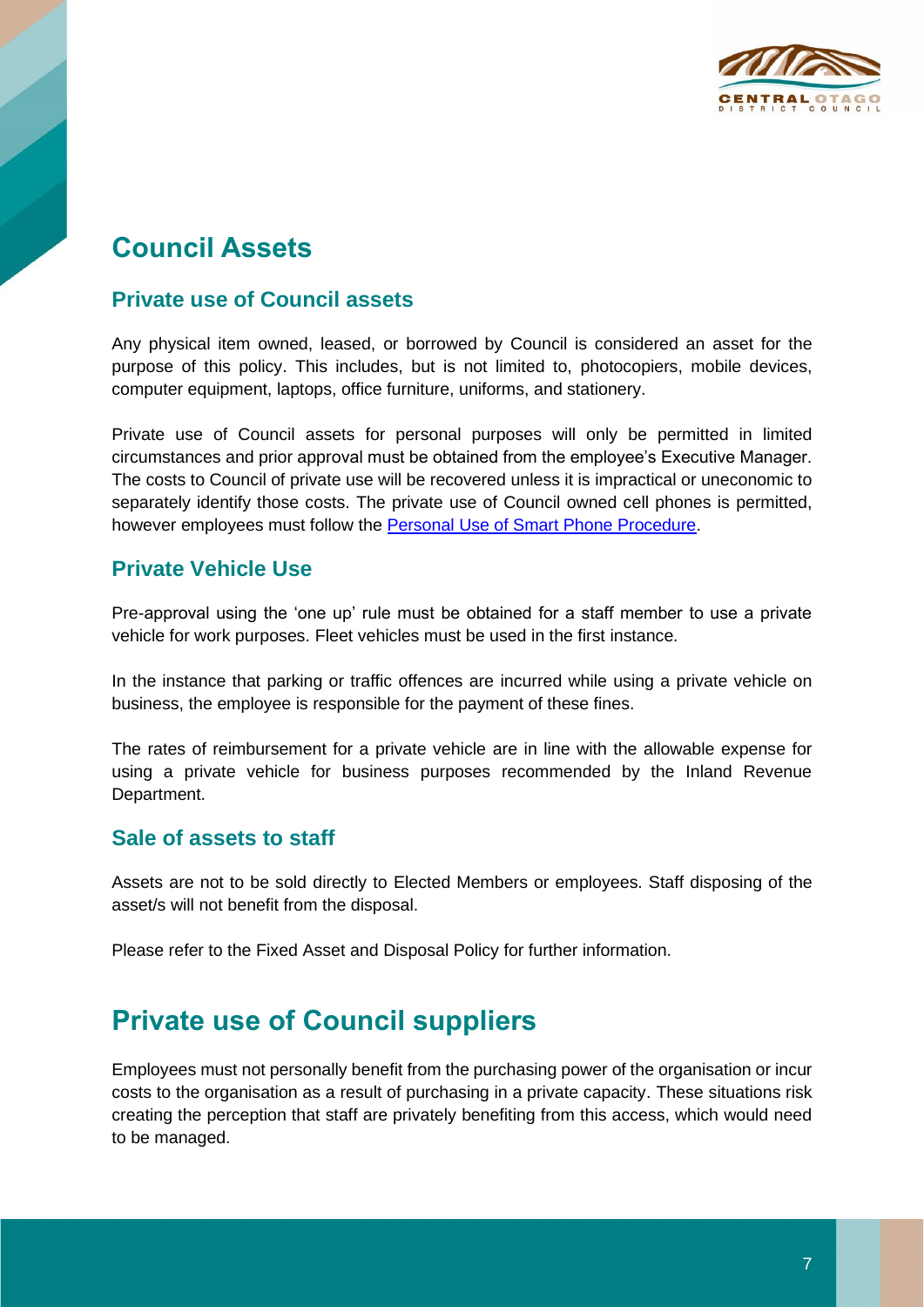# Council Assets

## Private use of Council assets

Any physical item owned, leased, or borrowed by Council is considered an asset for the purpose of this policy. This includes, but is not limited to, photocopiers, mobile devices, computer equipment, laptops, office furniture, uniforms, and stationery.

Private use of Council assets for personal purposes will only be permitted in limited circumstances and prior approval must be obtained from the employee's Executive Manager. The costs to Council of private use will be recovered unless it is impractical or uneconomic to separately identify those costs. The private use of Council owned cell phones is permitted, however employees must follow the [Personal Use of Smart Phone Procedure](#).

## Private Vehicle Use

Pre-approval using the 'one up' rule must be obtained for a staff member to use a private vehicle for work purposes. Fleet vehicles must be used in the first instance.

In the instance that parking or traffic offences are incurred while using a private vehicle on business, the employee is responsible for the payment of these fines.

The rates of reimbursement for a private vehicle are in line with the allowable expense for using a private vehicle for business purposes recommended by the Inland Revenue Department.

## Sale of assets to staff

Assets are not to be sold directly to Elected Members or employees. Staff disposing of the asset/s will not benefit from the disposal.

Please refer to the Fixed Asset and Disposal Policy for further information.

# Private use of Council suppliers

Employees must not personally benefit from the purchasing power of the organisation or incur costs to the organisation as a result of purchasing in a private capacity. These situations risk creating the perception that staff are privately benefiting from this access, which would need to be managed.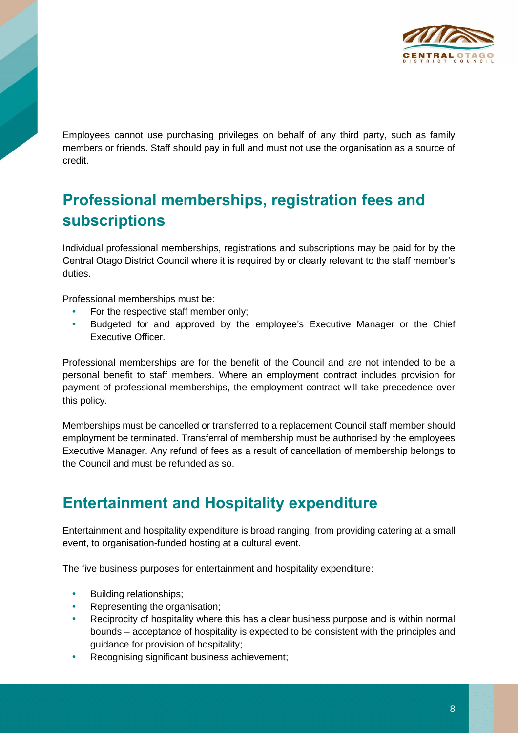Employees cannot use purchasing privileges on behalf of any third party, such as family members or friends. Staff should pay in full and must not use the organisation as a source of credit.

## Professional memberships, registration fees and subscriptions

Individual professional memberships, registrations and subscriptions may be paid for by the Central Otago District Council where it is required by or clearly relevant to the staff member's duties.

Professional memberships must be:

- For the respective staff member only;
- Budgeted for and approved by the employee's Executive Manager or the Chief Executive Officer.

Professional memberships are for the benefit of the Council and are not intended to be a personal benefit to staff members. Where an employment contract includes provision for payment of professional memberships, the employment contract will take precedence over this policy.

Memberships must be cancelled or transferred to a replacement Council staff member should employment be terminated. Transferral of membership must be authorised by the employees Executive Manager. Any refund of fees as a result of cancellation of membership belongs to the Council and must be refunded as so.

## Entertainment and Hospitality expenditure

Entertainment and hospitality expenditure is broad ranging, from providing catering at a small event, to organisation-funded hosting at a cultural event.

The five business purposes for entertainment and hospitality expenditure:

- Building relationships;
- Representing the organisation;
- Reciprocity of hospitality where this has a clear business purpose and is within normal bounds – acceptance of hospitality is expected to be consistent with the principles and guidance for provision of hospitality;
- Recognising significant business achievement;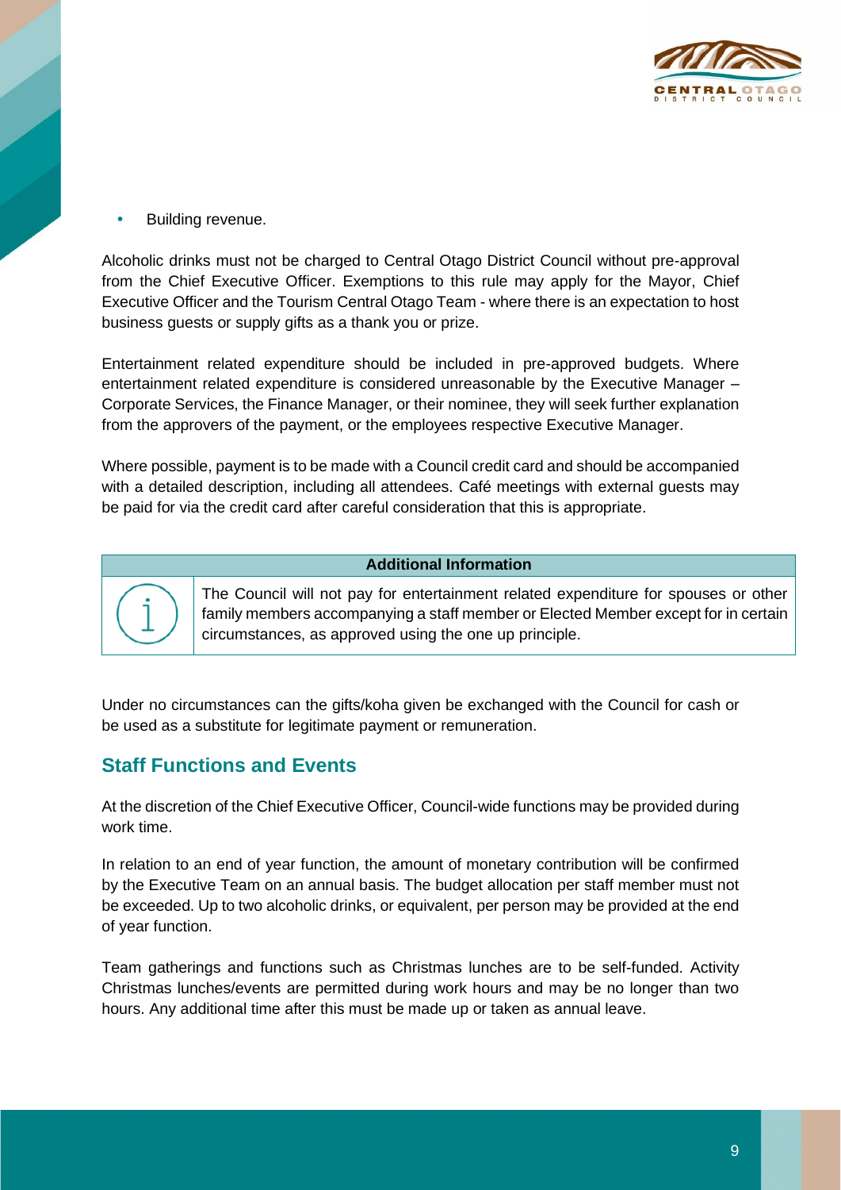- Building revenue.

Alcoholic drinks must not be charged to Central Otago District Council without pre-approval from the Chief Executive Officer. Exemptions to this rule may apply for the Mayor, Chief Executive Officer and the Tourism Central Otago Team - where there is an expectation to host business guests or supply gifts as a thank you or prize.

Entertainment related expenditure should be included in pre-approved budgets. Where entertainment related expenditure is considered unreasonable by the Executive Manager – Corporate Services, the Finance Manager, or their nominee, they will seek further explanation from the approvers of the payment, or the employees respective Executive Manager.

Where possible, payment is to be made with a Council credit card and should be accompanied with a detailed description, including all attendees. Café meetings with external guests may be paid for via the credit card after careful consideration that this is appropriate.

| Additional Information |
| --- |
| The Council will not pay for entertainment related expenditure for spouses or other family members accompanying a staff member or Elected Member except for in certain circumstances, as approved using the one up principle. |

Under no circumstances can the gifts/koha given be exchanged with the Council for cash or be used as a substitute for legitimate payment or remuneration.

## Staff Functions and Events

At the discretion of the Chief Executive Officer, Council-wide functions may be provided during work time.

In relation to an end of year function, the amount of monetary contribution will be confirmed by the Executive Team on an annual basis. The budget allocation per staff member must not be exceeded. Up to two alcoholic drinks, or equivalent, per person may be provided at the end of year function.

Team gatherings and functions such as Christmas lunches are to be self-funded. Activity Christmas lunches/events are permitted during work hours and may be no longer than two hours. Any additional time after this must be made up or taken as annual leave.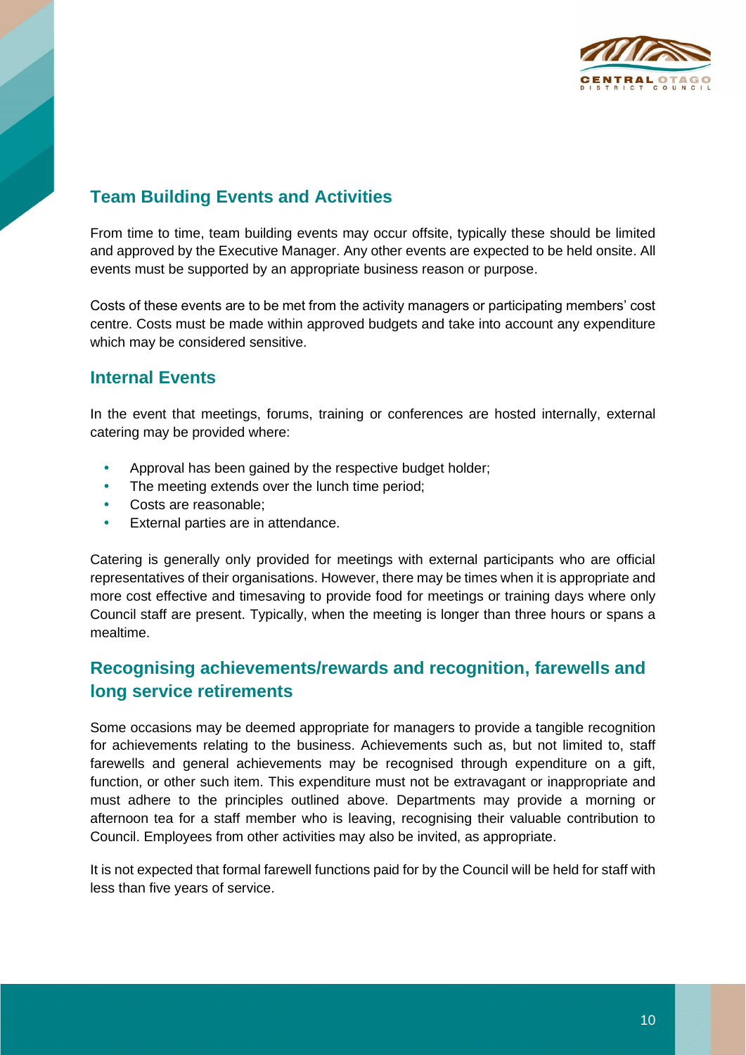## Team Building Events and Activities

From time to time, team building events may occur offsite, typically these should be limited and approved by the Executive Manager. Any other events are expected to be held onsite. All events must be supported by an appropriate business reason or purpose.

Costs of these events are to be met from the activity managers or participating members' cost centre. Costs must be made within approved budgets and take into account any expenditure which may be considered sensitive.

## Internal Events

In the event that meetings, forums, training or conferences are hosted internally, external catering may be provided where:

- Approval has been gained by the respective budget holder;
- The meeting extends over the lunch time period;
- Costs are reasonable;
- External parties are in attendance.

Catering is generally only provided for meetings with external participants who are official representatives of their organisations. However, there may be times when it is appropriate and more cost effective and timesaving to provide food for meetings or training days where only Council staff are present. Typically, when the meeting is longer than three hours or spans a mealtime.

## Recognising achievements/rewards and recognition, farewells and long service retirements

Some occasions may be deemed appropriate for managers to provide a tangible recognition for achievements relating to the business. Achievements such as, but not limited to, staff farewells and general achievements may be recognised through expenditure on a gift, function, or other such item. This expenditure must not be extravagant or inappropriate and must adhere to the principles outlined above. Departments may provide a morning or afternoon tea for a staff member who is leaving, recognising their valuable contribution to Council. Employees from other activities may also be invited, as appropriate.

It is not expected that formal farewell functions paid for by the Council will be held for staff with less than five years of service.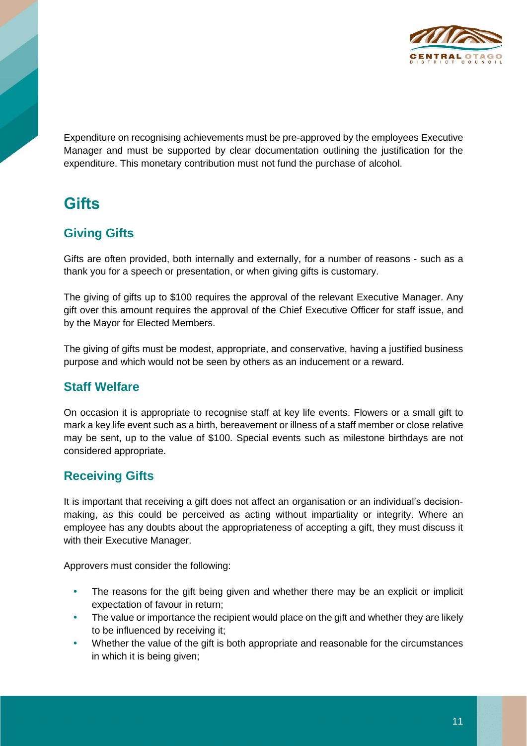Expenditure on recognising achievements must be pre-approved by the employees Executive Manager and must be supported by clear documentation outlining the justification for the expenditure. This monetary contribution must not fund the purchase of alcohol.

# Gifts

## Giving Gifts

Gifts are often provided, both internally and externally, for a number of reasons - such as a thank you for a speech or presentation, or when giving gifts is customary.

The giving of gifts up to $100 requires the approval of the relevant Executive Manager. Any gift over this amount requires the approval of the Chief Executive Officer for staff issue, and by the Mayor for Elected Members.

The giving of gifts must be modest, appropriate, and conservative, having a justified business purpose and which would not be seen by others as an inducement or a reward.

## Staff Welfare

On occasion it is appropriate to recognise staff at key life events. Flowers or a small gift to mark a key life event such as a birth, bereavement or illness of a staff member or close relative may be sent, up to the value of $100. Special events such as milestone birthdays are not considered appropriate.

## Receiving Gifts

It is important that receiving a gift does not affect an organisation or an individual's decision-making, as this could be perceived as acting without impartiality or integrity. Where an employee has any doubts about the appropriateness of accepting a gift, they must discuss it with their Executive Manager.

Approvers must consider the following:

- The reasons for the gift being given and whether there may be an explicit or implicit expectation of favour in return;
- The value or importance the recipient would place on the gift and whether they are likely to be influenced by receiving it;
- Whether the value of the gift is both appropriate and reasonable for the circumstances in which it is being given;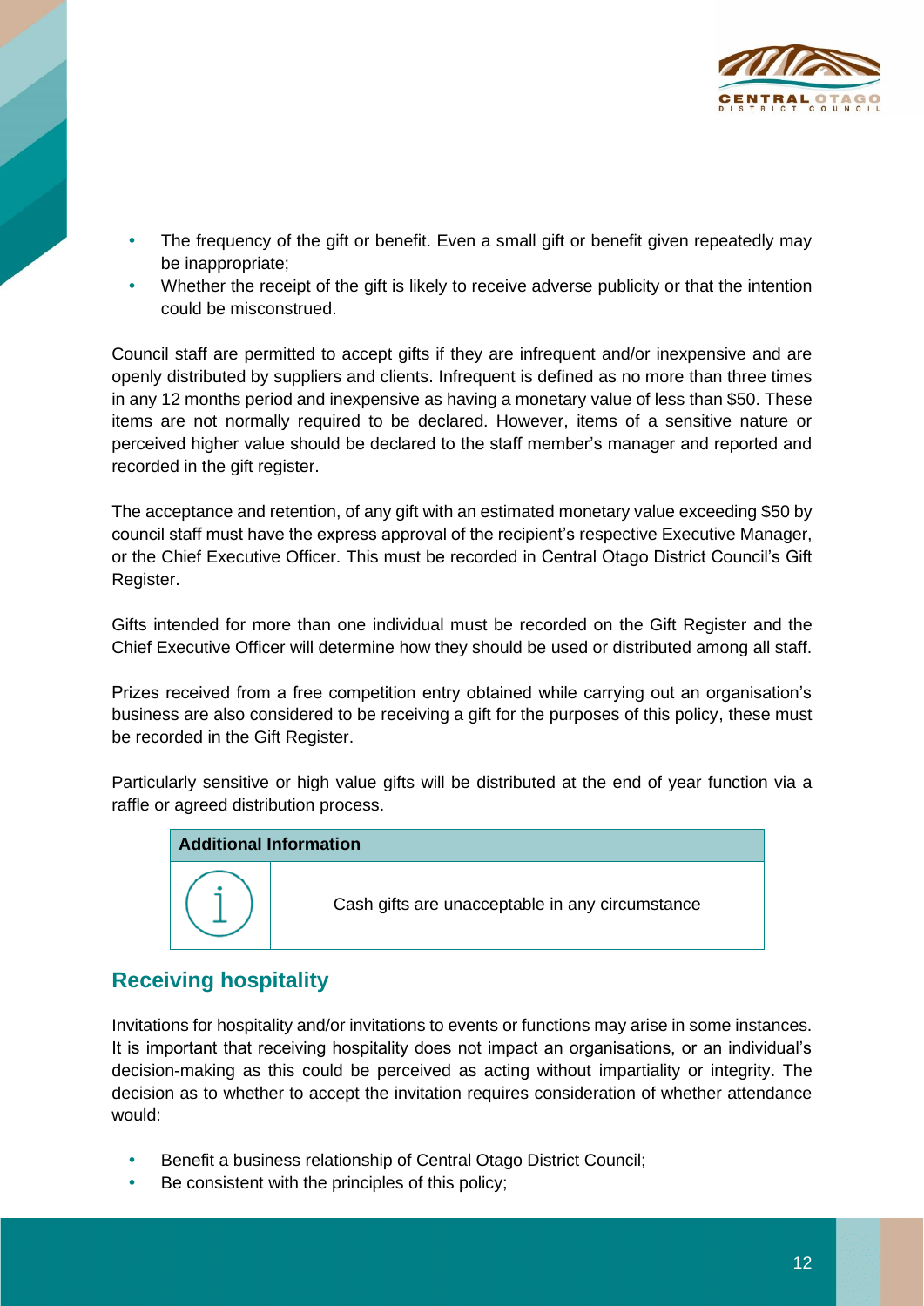- The frequency of the gift or benefit. Even a small gift or benefit given repeatedly may be inappropriate;
- Whether the receipt of the gift is likely to receive adverse publicity or that the intention could be misconstrued.

Council staff are permitted to accept gifts if they are infrequent and/or inexpensive and are openly distributed by suppliers and clients. Infrequent is defined as no more than three times in any 12 months period and inexpensive as having a monetary value of less than $50. These items are not normally required to be declared. However, items of a sensitive nature or perceived higher value should be declared to the staff member's manager and reported and recorded in the gift register.

The acceptance and retention, of any gift with an estimated monetary value exceeding $50 by council staff must have the express approval of the recipient's respective Executive Manager, or the Chief Executive Officer. This must be recorded in Central Otago District Council's Gift Register.

Gifts intended for more than one individual must be recorded on the Gift Register and the Chief Executive Officer will determine how they should be used or distributed among all staff.

Prizes received from a free competition entry obtained while carrying out an organisation's business are also considered to be receiving a gift for the purposes of this policy, these must be recorded in the Gift Register.

Particularly sensitive or high value gifts will be distributed at the end of year function via a raffle or agreed distribution process.

| **Additional Information** | |
|---|---|
| i | Cash gifts are unacceptable in any circumstance |

## Receiving hospitality

Invitations for hospitality and/or invitations to events or functions may arise in some instances. It is important that receiving hospitality does not impact an organisations, or an individual's decision-making as this could be perceived as acting without impartiality or integrity. The decision as to whether to accept the invitation requires consideration of whether attendance would:

- Benefit a business relationship of Central Otago District Council;
- Be consistent with the principles of this policy;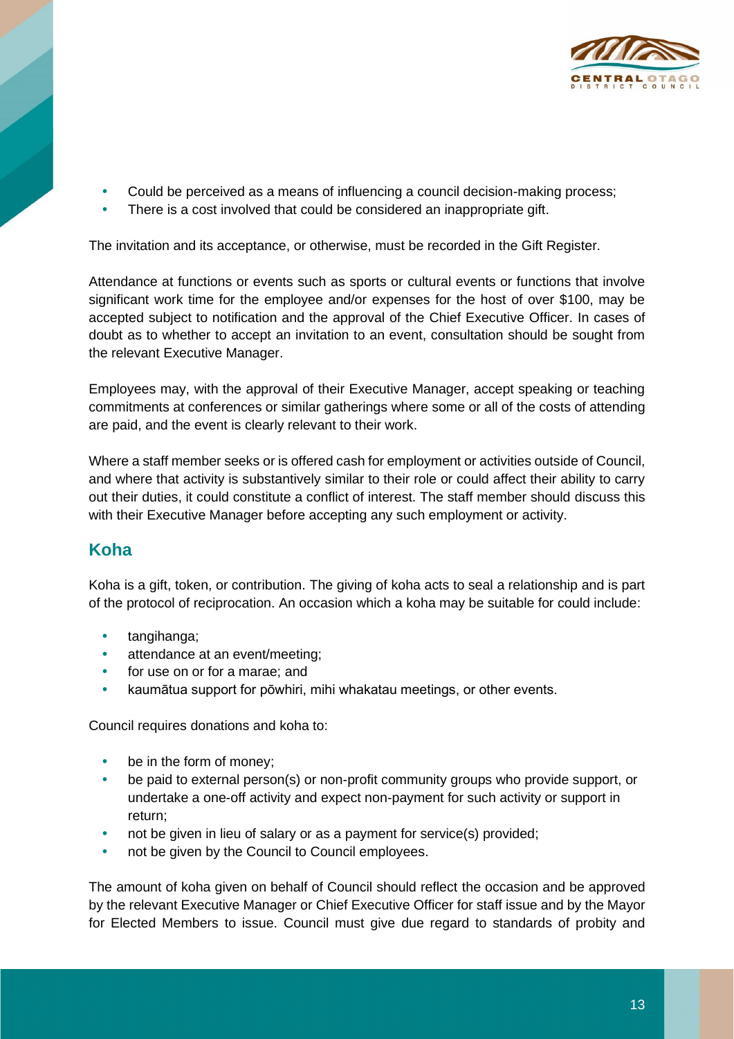- Could be perceived as a means of influencing a council decision-making process;
- There is a cost involved that could be considered an inappropriate gift.

The invitation and its acceptance, or otherwise, must be recorded in the Gift Register.

Attendance at functions or events such as sports or cultural events or functions that involve significant work time for the employee and/or expenses for the host of over $100, may be accepted subject to notification and the approval of the Chief Executive Officer. In cases of doubt as to whether to accept an invitation to an event, consultation should be sought from the relevant Executive Manager.

Employees may, with the approval of their Executive Manager, accept speaking or teaching commitments at conferences or similar gatherings where some or all of the costs of attending are paid, and the event is clearly relevant to their work.

Where a staff member seeks or is offered cash for employment or activities outside of Council, and where that activity is substantively similar to their role or could affect their ability to carry out their duties, it could constitute a conflict of interest. The staff member should discuss this with their Executive Manager before accepting any such employment or activity.

## Koha

Koha is a gift, token, or contribution. The giving of koha acts to seal a relationship and is part of the protocol of reciprocation. An occasion which a koha may be suitable for could include:

- tangihanga;
- attendance at an event/meeting;
- for use on or for a marae; and
- kaumātua support for pōwhiri, mihi whakatau meetings, or other events.

Council requires donations and koha to:

- be in the form of money;
- be paid to external person(s) or non-profit community groups who provide support, or undertake a one-off activity and expect non-payment for such activity or support in return;
- not be given in lieu of salary or as a payment for service(s) provided;
- not be given by the Council to Council employees.

The amount of koha given on behalf of Council should reflect the occasion and be approved by the relevant Executive Manager or Chief Executive Officer for staff issue and by the Mayor for Elected Members to issue. Council must give due regard to standards of probity and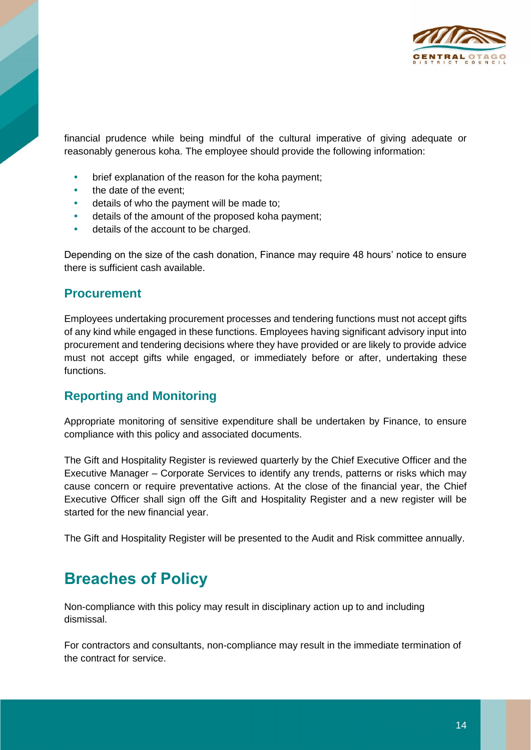financial prudence while being mindful of the cultural imperative of giving adequate or reasonably generous koha. The employee should provide the following information:

- brief explanation of the reason for the koha payment;
- the date of the event;
- details of who the payment will be made to;
- details of the amount of the proposed koha payment;
- details of the account to be charged.

Depending on the size of the cash donation, Finance may require 48 hours' notice to ensure there is sufficient cash available.

### Procurement

Employees undertaking procurement processes and tendering functions must not accept gifts of any kind while engaged in these functions. Employees having significant advisory input into procurement and tendering decisions where they have provided or are likely to provide advice must not accept gifts while engaged, or immediately before or after, undertaking these functions.

### Reporting and Monitoring

Appropriate monitoring of sensitive expenditure shall be undertaken by Finance, to ensure compliance with this policy and associated documents.

The Gift and Hospitality Register is reviewed quarterly by the Chief Executive Officer and the Executive Manager – Corporate Services to identify any trends, patterns or risks which may cause concern or require preventative actions. At the close of the financial year, the Chief Executive Officer shall sign off the Gift and Hospitality Register and a new register will be started for the new financial year.

The Gift and Hospitality Register will be presented to the Audit and Risk committee annually.

## Breaches of Policy

Non-compliance with this policy may result in disciplinary action up to and including dismissal.

For contractors and consultants, non-compliance may result in the immediate termination of the contract for service.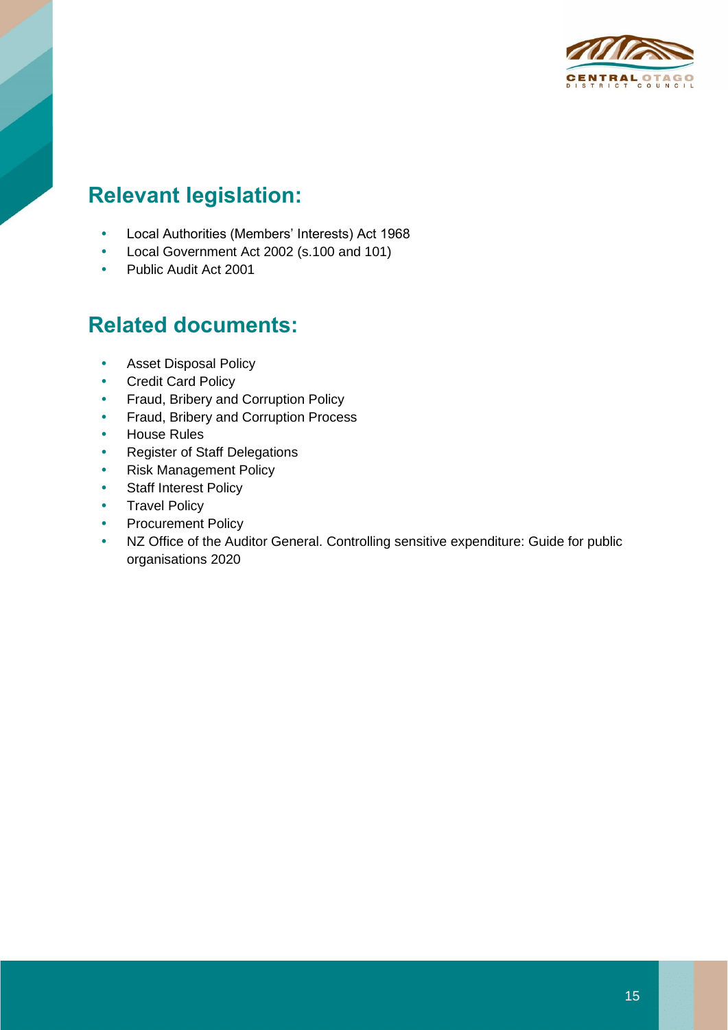## Relevant legislation:

- Local Authorities (Members' Interests) Act 1968
- Local Government Act 2002 (s.100 and 101)
- Public Audit Act 2001

## Related documents:

- Asset Disposal Policy
- Credit Card Policy
- Fraud, Bribery and Corruption Policy
- Fraud, Bribery and Corruption Process
- House Rules
- Register of Staff Delegations
- Risk Management Policy
- Staff Interest Policy
- Travel Policy
- Procurement Policy
- NZ Office of the Auditor General. Controlling sensitive expenditure: Guide for public organisations 2020